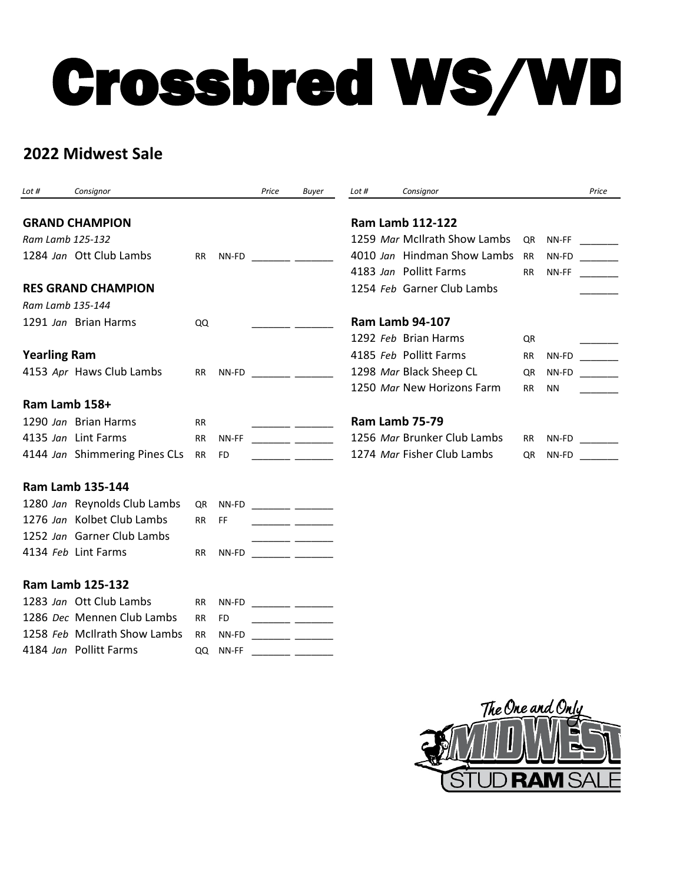# Crossbred WS/WD

## 2022 Midwest Sale

| Lot # | | Consignor | | | Price | Buyer |
|---|---|---|---|---|---|---|
| **GRAND CHAMPION** | | | | | | |
| *Ram Lamb 125-132* | | | | | | |
| 1284 | *Jan* | Ott Club Lambs | RR | NN-FD | _______ | _______ |
| **RES GRAND CHAMPION** | | | | | | |
| *Ram Lamb 135-144* | | | | | | |
| 1291 | *Jan* | Brian Harms | QQ | | _______ | _______ |
| **Yearling Ram** | | | | | | |
| 4153 | *Apr* | Haws Club Lambs | RR | NN-FD | _______ | _______ |
| **Ram Lamb 158+** | | | | | | |
| 1290 | *Jan* | Brian Harms | RR | | _______ | _______ |
| 4135 | *Jan* | Lint Farms | RR | NN-FF | _______ | _______ |
| 4144 | *Jan* | Shimmering Pines CLs | RR | FD | _______ | _______ |
| **Ram Lamb 135-144** | | | | | | |
| 1280 | *Jan* | Reynolds Club Lambs | QR | NN-FD | _______ | _______ |
| 1276 | *Jan* | Kolbet Club Lambs | RR | FF | _______ | _______ |
| 1252 | *Jan* | Garner Club Lambs | | | _______ | _______ |
| 4134 | *Feb* | Lint Farms | RR | NN-FD | _______ | _______ |
| **Ram Lamb 125-132** | | | | | | |
| 1283 | *Jan* | Ott Club Lambs | RR | NN-FD | _______ | _______ |
| 1286 | *Dec* | Mennen Club Lambs | RR | FD | _______ | _______ |
| 1258 | *Feb* | McIlrath Show Lambs | RR | NN-FD | _______ | _______ |
| 4184 | *Jan* | Pollitt Farms | QQ | NN-FF | _______ | _______ |

| Lot # | | Consignor | | | Price |
|---|---|---|---|---|---|
| **Ram Lamb 112-122** | | | | | |
| 1259 | *Mar* | McIlrath Show Lambs | QR | NN-FF | _______ |
| 4010 | *Jan* | Hindman Show Lambs | RR | NN-FD | _______ |
| 4183 | *Jan* | Pollitt Farms | RR | NN-FF | _______ |
| 1254 | *Feb* | Garner Club Lambs | | | _______ |
| **Ram Lamb 94-107** | | | | | |
| 1292 | *Feb* | Brian Harms | QR | | _______ |
| 4185 | *Feb* | Pollitt Farms | RR | NN-FD | _______ |
| 1298 | *Mar* | Black Sheep CL | QR | NN-FD | _______ |
| 1250 | *Mar* | New Horizons Farm | RR | NN | _______ |
| **Ram Lamb 75-79** | | | | | |
| 1256 | *Mar* | Brunker Club Lambs | RR | NN-FD | _______ |
| 1274 | *Mar* | Fisher Club Lambs | QR | NN-FD | _______ |

The One and Only MIDWEST STUD RAM SALE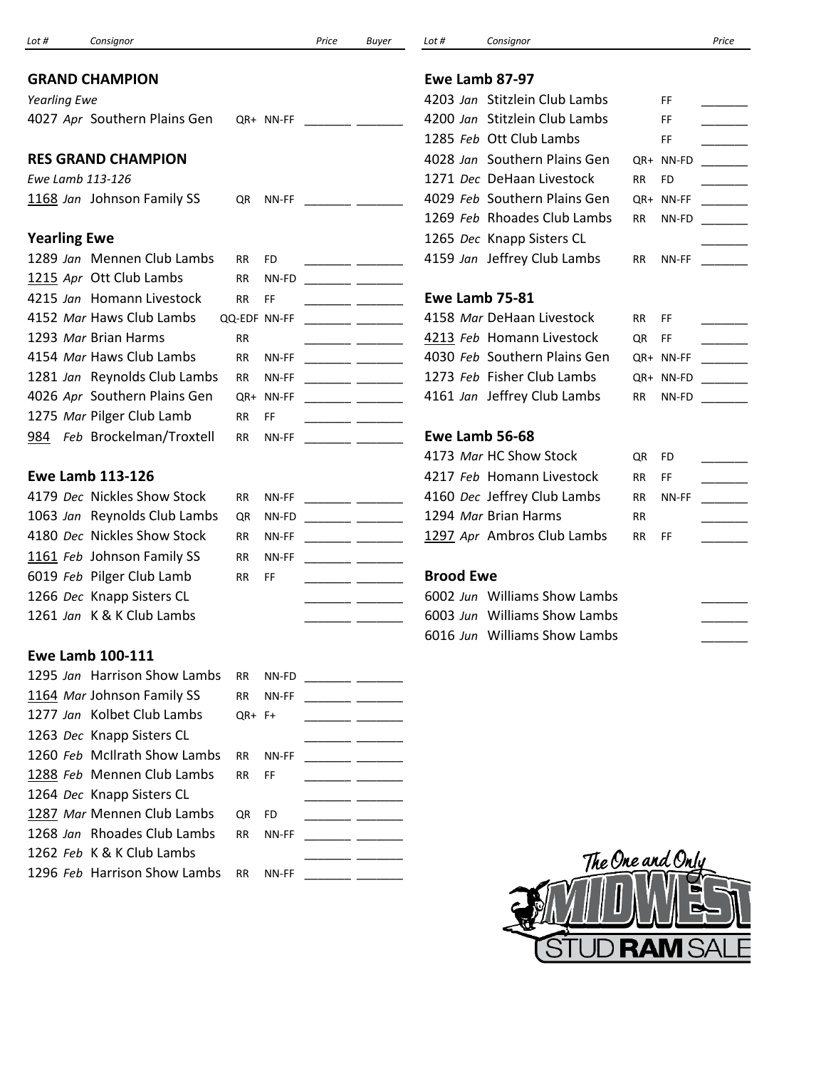| Lot # | Consignor | | | Price | Buyer |
|---|---|---|---|---|---|

## GRAND CHAMPION

*Yearling Ewe*

| Lot # | Consignor | | | Price | Buyer |
|---|---|---|---|---|---|
| 4027 *Apr* | Southern Plains Gen | QR+ | NN-FF | | |

## RES GRAND CHAMPION

*Ewe Lamb 113-126*

| Lot # | Consignor | | | Price | Buyer |
|---|---|---|---|---|---|
| 1168 *Jan* | Johnson Family SS | QR | NN-FF | | |

## Yearling Ewe

| Lot # | Consignor | | | Price | Buyer |
|---|---|---|---|---|---|
| 1289 *Jan* | Mennen Club Lambs | RR | FD | | |
| 1215 *Apr* | Ott Club Lambs | RR | NN-FD | | |
| 4215 *Jan* | Homann Livestock | RR | FF | | |
| 4152 *Mar* | Haws Club Lambs | QQ-EDF | NN-FF | | |
| 1293 *Mar* | Brian Harms | RR | | | |
| 4154 *Mar* | Haws Club Lambs | RR | NN-FF | | |
| 1281 *Jan* | Reynolds Club Lambs | RR | NN-FF | | |
| 4026 *Apr* | Southern Plains Gen | QR+ | NN-FF | | |
| 1275 *Mar* | Pilger Club Lamb | RR | FF | | |
| 984 *Feb* | Brockelman/Troxtell | RR | NN-FF | | |

## Ewe Lamb 113-126

| Lot # | Consignor | | | Price | Buyer |
|---|---|---|---|---|---|
| 4179 *Dec* | Nickles Show Stock | RR | NN-FF | | |
| 1063 *Jan* | Reynolds Club Lambs | QR | NN-FD | | |
| 4180 *Dec* | Nickles Show Stock | RR | NN-FF | | |
| 1161 *Feb* | Johnson Family SS | RR | NN-FF | | |
| 6019 *Feb* | Pilger Club Lamb | RR | FF | | |
| 1266 *Dec* | Knapp Sisters CL | | | | |
| 1261 *Jan* | K & K Club Lambs | | | | |

## Ewe Lamb 100-111

| Lot # | Consignor | | | Price | Buyer |
|---|---|---|---|---|---|
| 1295 *Jan* | Harrison Show Lambs | RR | NN-FD | | |
| 1164 *Mar* | Johnson Family SS | RR | NN-FF | | |
| 1277 *Jan* | Kolbet Club Lambs | QR+ | F+ | | |
| 1263 *Dec* | Knapp Sisters CL | | | | |
| 1260 *Feb* | McIlrath Show Lambs | RR | NN-FF | | |
| 1288 *Feb* | Mennen Club Lambs | RR | FF | | |
| 1264 *Dec* | Knapp Sisters CL | | | | |
| 1287 *Mar* | Mennen Club Lambs | QR | FD | | |
| 1268 *Jan* | Rhoades Club Lambs | RR | NN-FF | | |
| 1262 *Feb* | K & K Club Lambs | | | | |
| 1296 *Feb* | Harrison Show Lambs | RR | NN-FF | | |

## Ewe Lamb 87-97

| Lot # | Consignor | | | Price |
|---|---|---|---|---|
| 4203 *Jan* | Stitzlein Club Lambs | | FF | |
| 4200 *Jan* | Stitzlein Club Lambs | | FF | |
| 1285 *Feb* | Ott Club Lambs | | FF | |
| 4028 *Jan* | Southern Plains Gen | QR+ | NN-FD | |
| 1271 *Dec* | DeHaan Livestock | RR | FD | |
| 4029 *Feb* | Southern Plains Gen | QR+ | NN-FF | |
| 1269 *Feb* | Rhoades Club Lambs | RR | NN-FD | |
| 1265 *Dec* | Knapp Sisters CL | | | |
| 4159 *Jan* | Jeffrey Club Lambs | RR | NN-FF | |

## Ewe Lamb 75-81

| Lot # | Consignor | | | Price |
|---|---|---|---|---|
| 4158 *Mar* | DeHaan Livestock | RR | FF | |
| 4213 *Feb* | Homann Livestock | QR | FF | |
| 4030 *Feb* | Southern Plains Gen | QR+ | NN-FF | |
| 1273 *Feb* | Fisher Club Lambs | QR+ | NN-FD | |
| 4161 *Jan* | Jeffrey Club Lambs | RR | NN-FD | |

## Ewe Lamb 56-68

| Lot # | Consignor | | | Price |
|---|---|---|---|---|
| 4173 *Mar* | HC Show Stock | QR | FD | |
| 4217 *Feb* | Homann Livestock | RR | FF | |
| 4160 *Dec* | Jeffrey Club Lambs | RR | NN-FF | |
| 1294 *Mar* | Brian Harms | RR | | |
| 1297 *Apr* | Ambros Club Lambs | RR | FF | |

## Brood Ewe

| Lot # | Consignor | Price |
|---|---|---|
| 6002 *Jun* | Williams Show Lambs | |
| 6003 *Jun* | Williams Show Lambs | |
| 6016 *Jun* | Williams Show Lambs | |

The One and Only MIDWEST STUD RAM SALE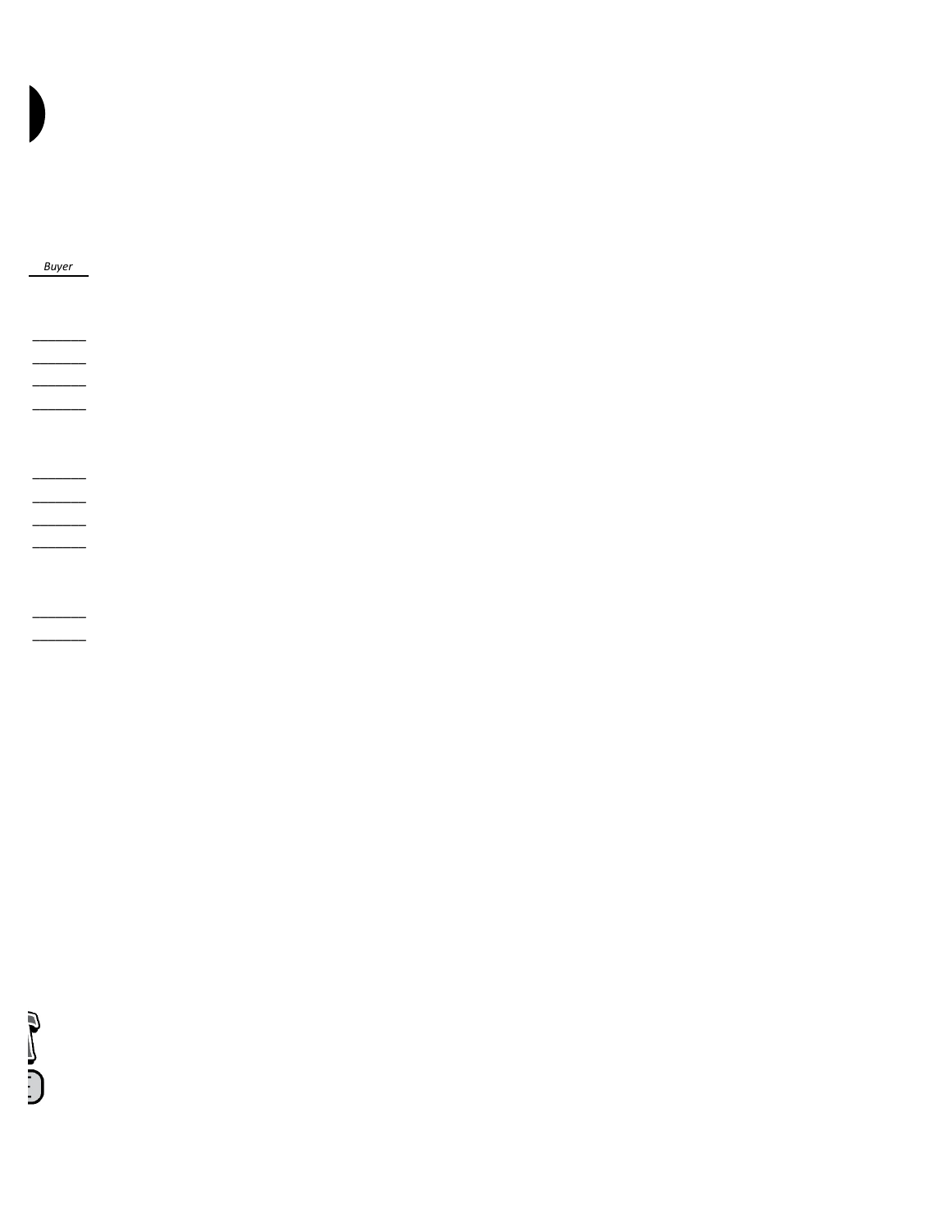*Buyer*

________

________

________

________

________

________

________

________

________

________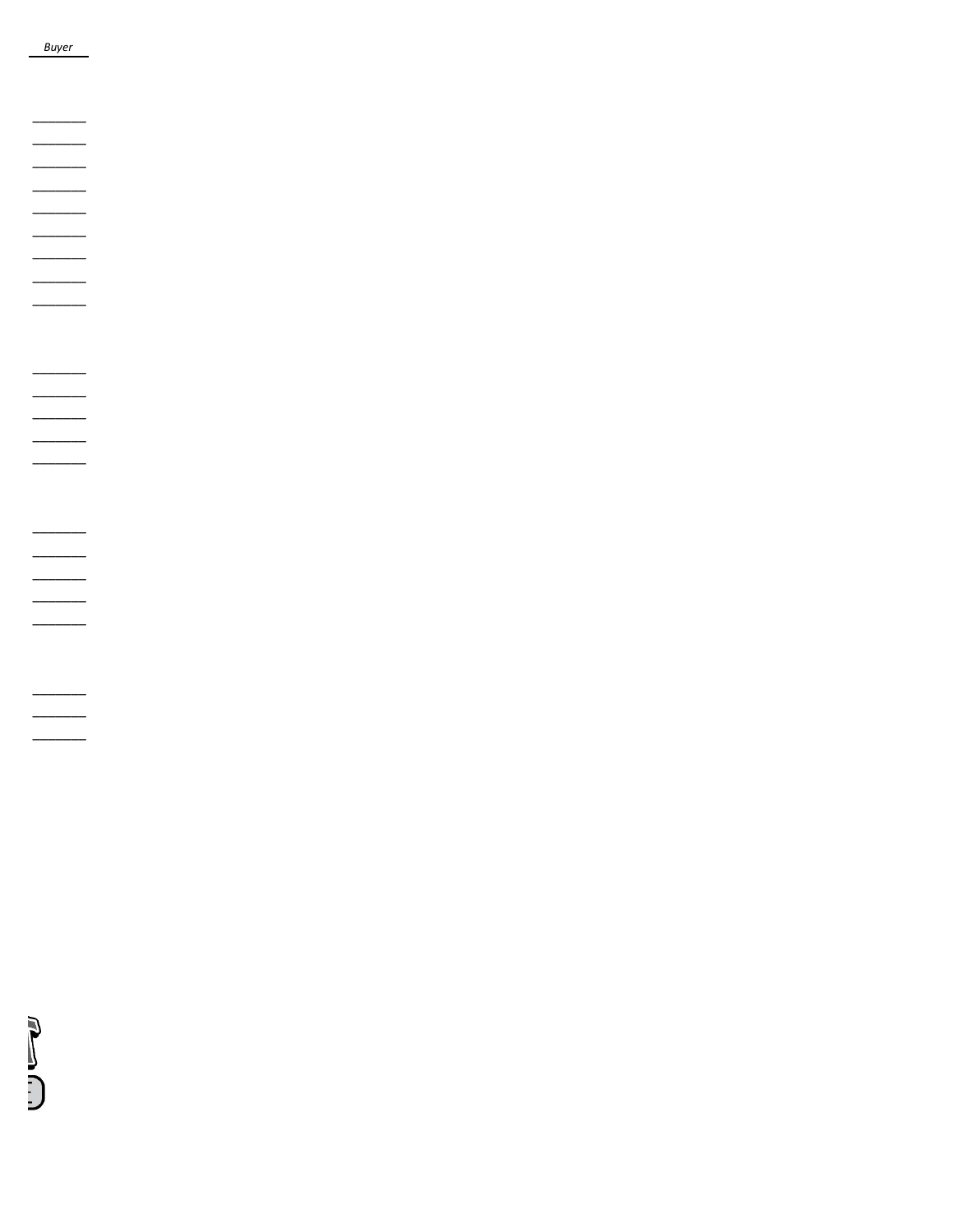*Buyer*

________
________
________
________
________
________
________
________
________

________
________
________
________
________

________
________
________
________
________

________
________
________